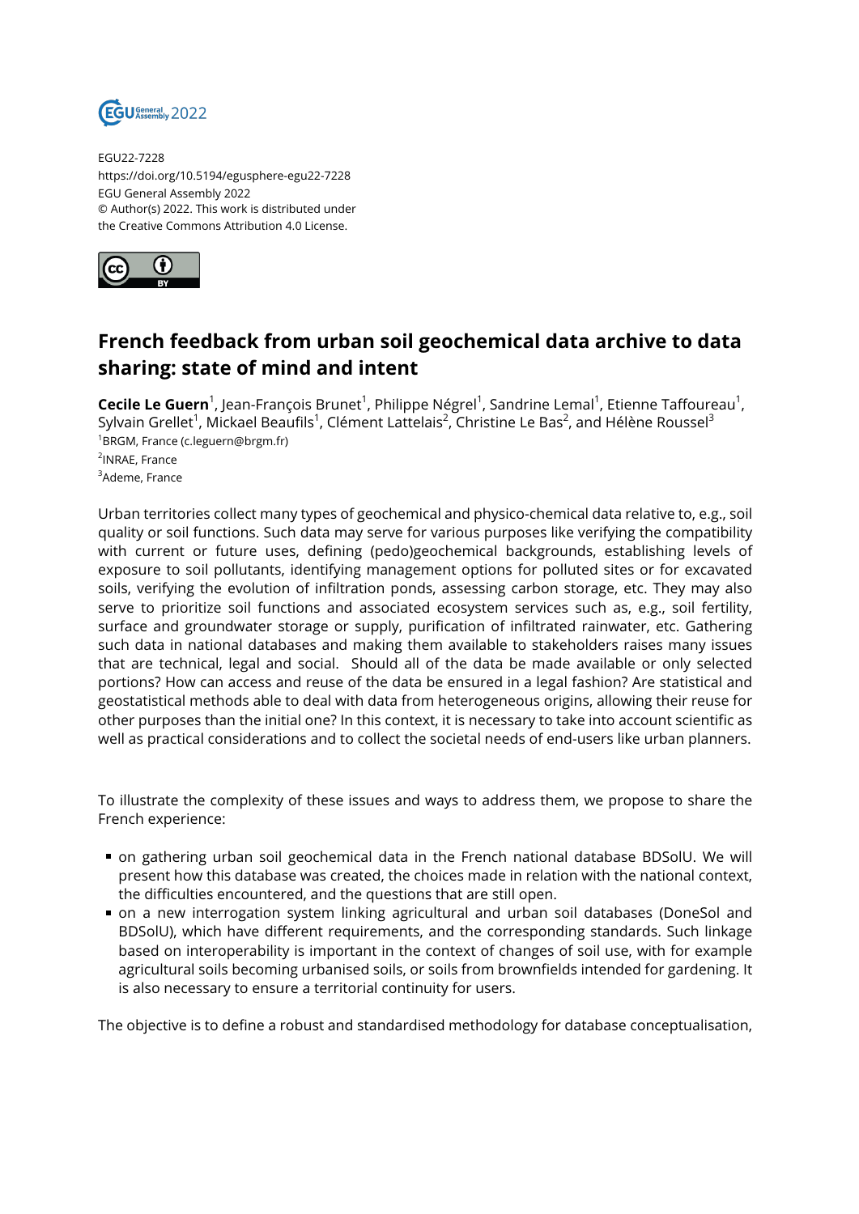EGU22-7228
https://doi.org/10.5194/egusphere-egu22-7228
EGU General Assembly 2022
© Author(s) 2022. This work is distributed under
the Creative Commons Attribution 4.0 License.

# French feedback from urban soil geochemical data archive to data sharing: state of mind and intent

**Cecile Le Guern**[1], Jean-François Brunet[1], Philippe Négrel[1], Sandrine Lemal[1], Etienne Taffoureau[1], Sylvain Grellet[1], Mickael Beaufils[1], Clément Lattelais[2], Christine Le Bas[2], and Hélène Roussel[3]

[1]BRGM, France (c.leguern@brgm.fr)
[2]INRAE, France
[3]Ademe, France

Urban territories collect many types of geochemical and physico-chemical data relative to, e.g., soil quality or soil functions. Such data may serve for various purposes like verifying the compatibility with current or future uses, defining (pedo)geochemical backgrounds, establishing levels of exposure to soil pollutants, identifying management options for polluted sites or for excavated soils, verifying the evolution of infiltration ponds, assessing carbon storage, etc. They may also serve to prioritize soil functions and associated ecosystem services such as, e.g., soil fertility, surface and groundwater storage or supply, purification of infiltrated rainwater, etc. Gathering such data in national databases and making them available to stakeholders raises many issues that are technical, legal and social. Should all of the data be made available or only selected portions? How can access and reuse of the data be ensured in a legal fashion? Are statistical and geostatistical methods able to deal with data from heterogeneous origins, allowing their reuse for other purposes than the initial one? In this context, it is necessary to take into account scientific as well as practical considerations and to collect the societal needs of end-users like urban planners.

To illustrate the complexity of these issues and ways to address them, we propose to share the French experience:

- on gathering urban soil geochemical data in the French national database BDSolU. We will present how this database was created, the choices made in relation with the national context, the difficulties encountered, and the questions that are still open.
- on a new interrogation system linking agricultural and urban soil databases (DoneSol and BDSolU), which have different requirements, and the corresponding standards. Such linkage based on interoperability is important in the context of changes of soil use, with for example agricultural soils becoming urbanised soils, or soils from brownfields intended for gardening. It is also necessary to ensure a territorial continuity for users.

The objective is to define a robust and standardised methodology for database conceptualisation,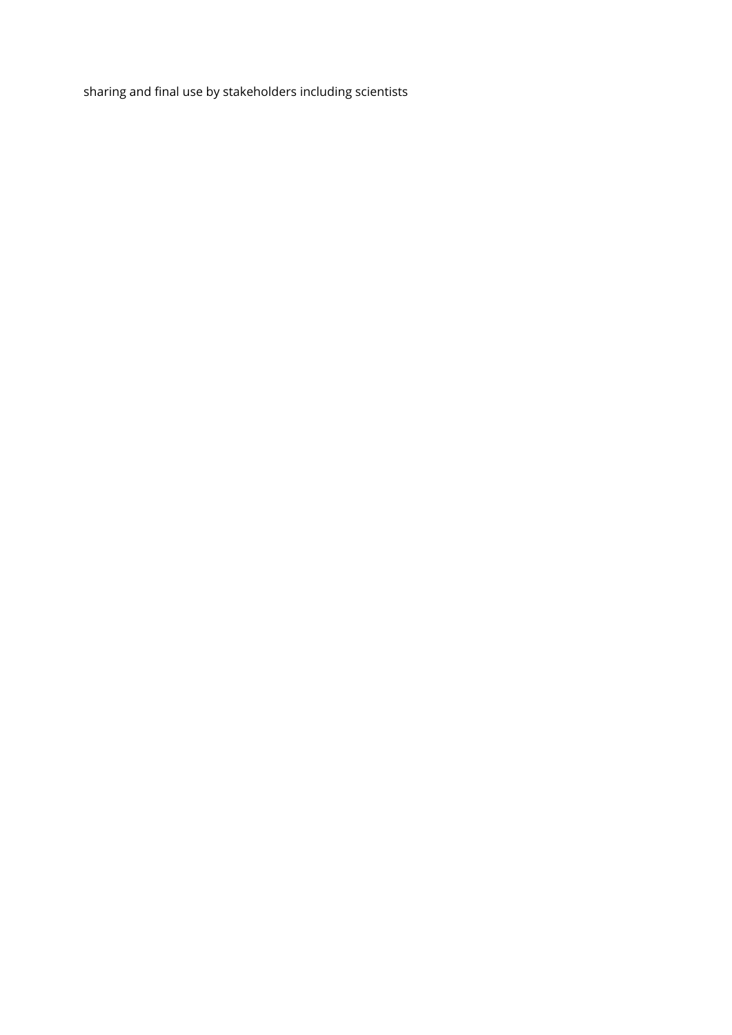sharing and final use by stakeholders including scientists